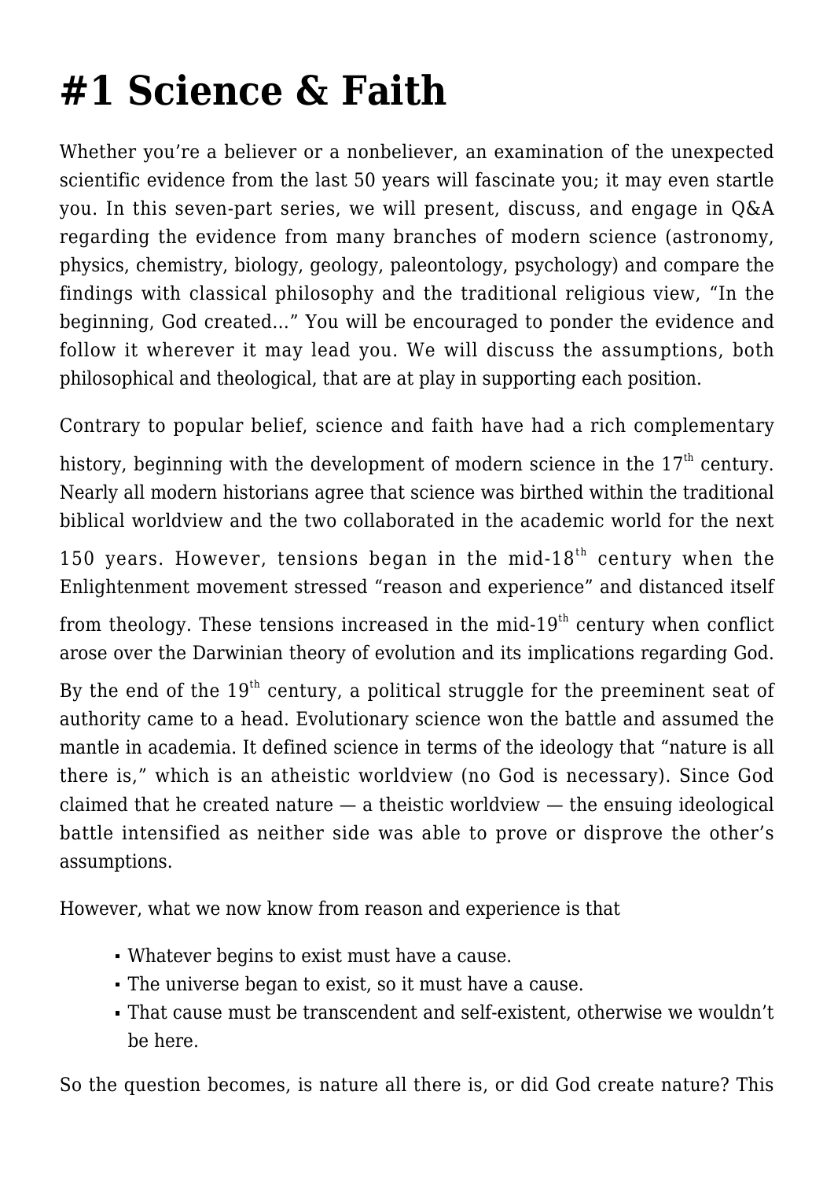# #1 Science & Faith

Whether you're a believer or a nonbeliever, an examination of the unexpected scientific evidence from the last 50 years will fascinate you; it may even startle you. In this seven-part series, we will present, discuss, and engage in Q&A regarding the evidence from many branches of modern science (astronomy, physics, chemistry, biology, geology, paleontology, psychology) and compare the findings with classical philosophy and the traditional religious view, "In the beginning, God created…" You will be encouraged to ponder the evidence and follow it wherever it may lead you. We will discuss the assumptions, both philosophical and theological, that are at play in supporting each position.

Contrary to popular belief, science and faith have had a rich complementary history, beginning with the development of modern science in the 17th century. Nearly all modern historians agree that science was birthed within the traditional biblical worldview and the two collaborated in the academic world for the next 150 years. However, tensions began in the mid-18th century when the Enlightenment movement stressed "reason and experience" and distanced itself from theology. These tensions increased in the mid-19th century when conflict arose over the Darwinian theory of evolution and its implications regarding God. By the end of the 19th century, a political struggle for the preeminent seat of authority came to a head. Evolutionary science won the battle and assumed the mantle in academia. It defined science in terms of the ideology that "nature is all there is," which is an atheistic worldview (no God is necessary). Since God claimed that he created nature — a theistic worldview — the ensuing ideological battle intensified as neither side was able to prove or disprove the other's assumptions.

However, what we now know from reason and experience is that

- Whatever begins to exist must have a cause.
- The universe began to exist, so it must have a cause.
- That cause must be transcendent and self-existent, otherwise we wouldn't be here.

So the question becomes, is nature all there is, or did God create nature? This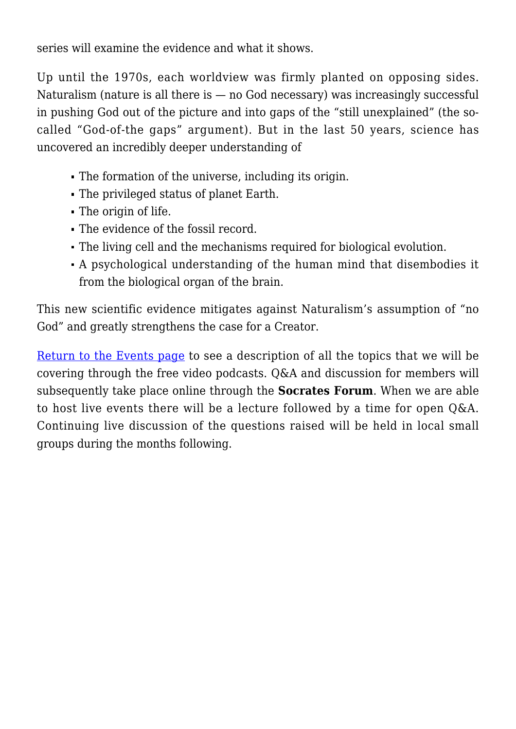series will examine the evidence and what it shows.

Up until the 1970s, each worldview was firmly planted on opposing sides. Naturalism (nature is all there is — no God necessary) was increasingly successful in pushing God out of the picture and into gaps of the "still unexplained" (the so-called "God-of-the gaps" argument). But in the last 50 years, science has uncovered an incredibly deeper understanding of

- The formation of the universe, including its origin.
- The privileged status of planet Earth.
- The origin of life.
- The evidence of the fossil record.
- The living cell and the mechanisms required for biological evolution.
- A psychological understanding of the human mind that disembodies it from the biological organ of the brain.

This new scientific evidence mitigates against Naturalism's assumption of "no God" and greatly strengthens the case for a Creator.

Return to the Events page to see a description of all the topics that we will be covering through the free video podcasts. Q&A and discussion for members will subsequently take place online through the **Socrates Forum**. When we are able to host live events there will be a lecture followed by a time for open Q&A. Continuing live discussion of the questions raised will be held in local small groups during the months following.